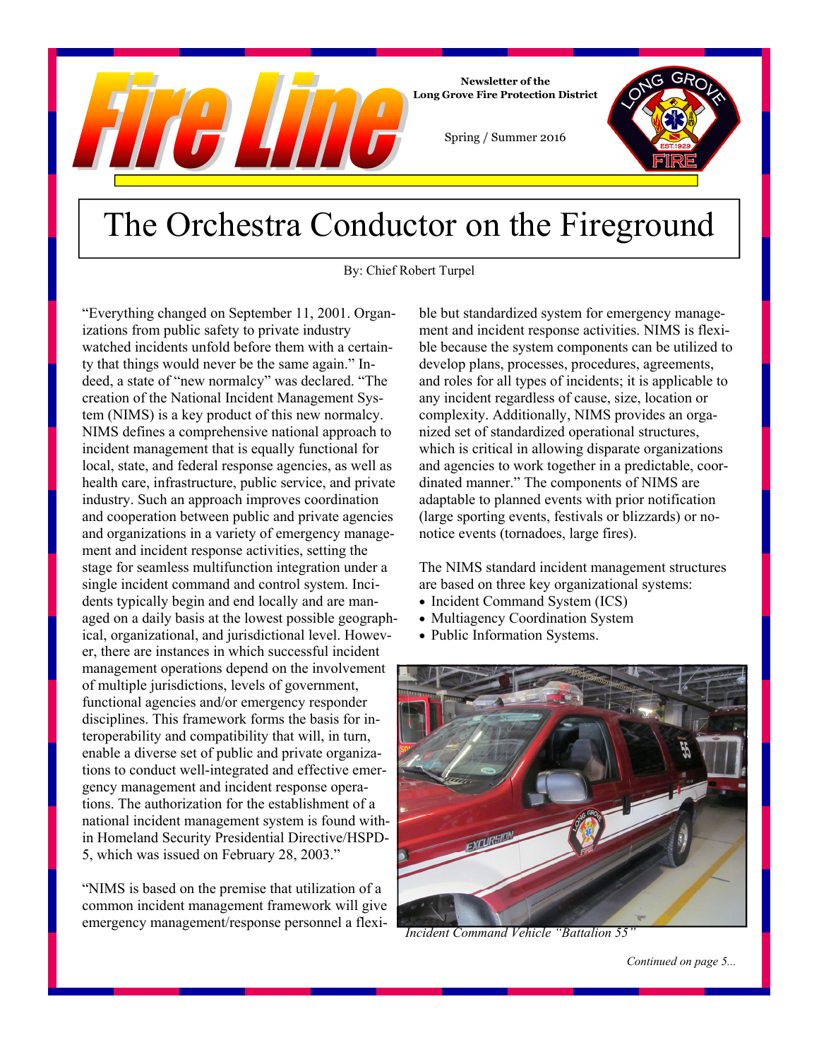# Fire Line

**Newsletter of the Long Grove Fire Protection District**

Spring / Summer 2016

# The Orchestra Conductor on the Fireground

By: Chief Robert Turpel

"Everything changed on September 11, 2001. Organizations from public safety to private industry watched incidents unfold before them with a certainty that things would never be the same again." Indeed, a state of "new normalcy" was declared. "The creation of the National Incident Management System (NIMS) is a key product of this new normalcy. NIMS defines a comprehensive national approach to incident management that is equally functional for local, state, and federal response agencies, as well as health care, infrastructure, public service, and private industry. Such an approach improves coordination and cooperation between public and private agencies and organizations in a variety of emergency management and incident response activities, setting the stage for seamless multifunction integration under a single incident command and control system. Incidents typically begin and end locally and are managed on a daily basis at the lowest possible geographical, organizational, and jurisdictional level. However, there are instances in which successful incident management operations depend on the involvement of multiple jurisdictions, levels of government, functional agencies and/or emergency responder disciplines. This framework forms the basis for interoperability and compatibility that will, in turn, enable a diverse set of public and private organizations to conduct well-integrated and effective emergency management and incident response operations. The authorization for the establishment of a national incident management system is found within Homeland Security Presidential Directive/HSPD-5, which was issued on February 28, 2003."

"NIMS is based on the premise that utilization of a common incident management framework will give emergency management/response personnel a flexible but standardized system for emergency management and incident response activities. NIMS is flexible because the system components can be utilized to develop plans, processes, procedures, agreements, and roles for all types of incidents; it is applicable to any incident regardless of cause, size, location or complexity. Additionally, NIMS provides an organized set of standardized operational structures, which is critical in allowing disparate organizations and agencies to work together in a predictable, coordinated manner." The components of NIMS are adaptable to planned events with prior notification (large sporting events, festivals or blizzards) or no-notice events (tornadoes, large fires).

The NIMS standard incident management structures are based on three key organizational systems:

- Incident Command System (ICS)
- Multiagency Coordination System
- Public Information Systems.

*Incident Command Vehicle "Battalion 55"*

*Continued on page 5...*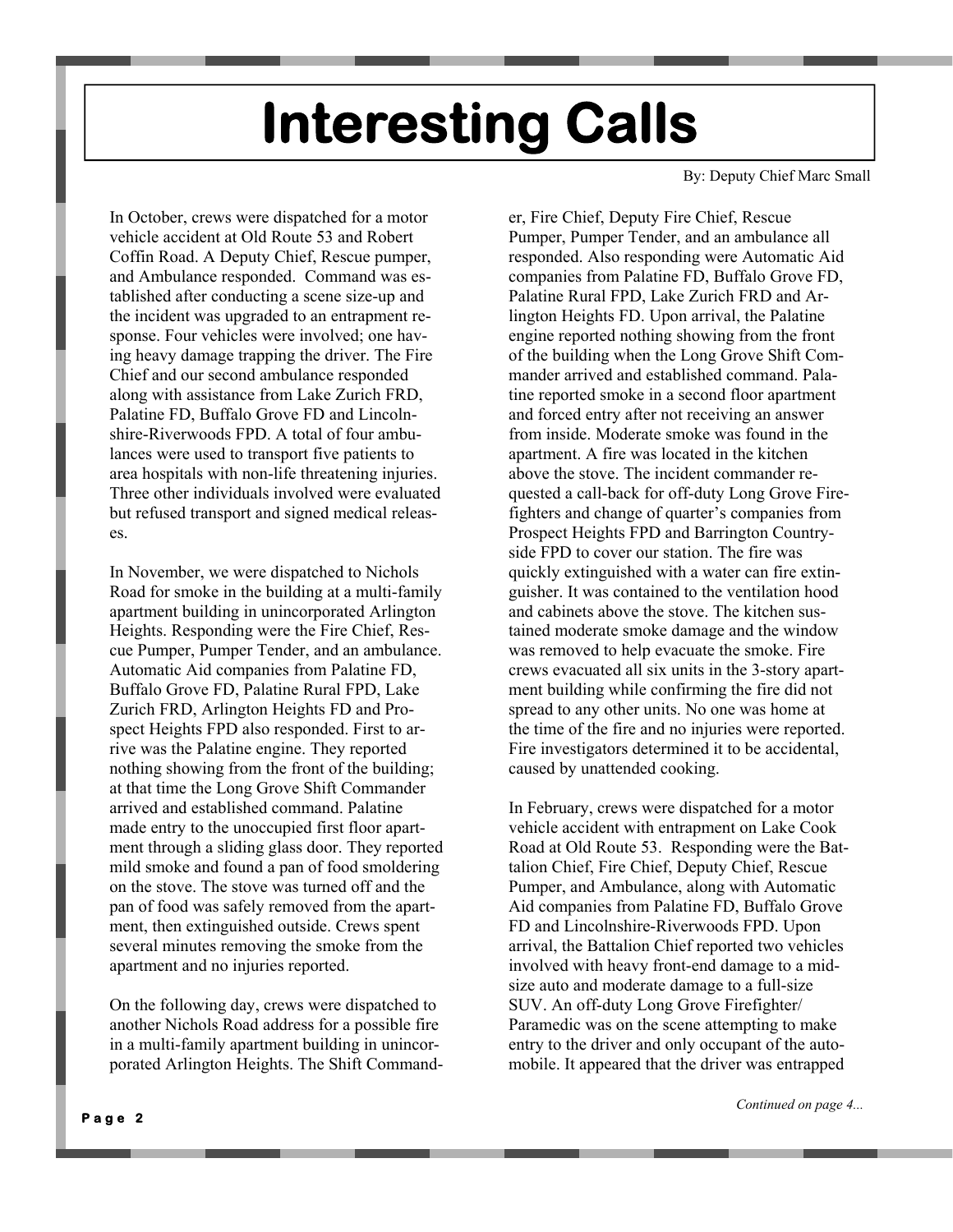# Interesting Calls

By: Deputy Chief Marc Small

In October, crews were dispatched for a motor vehicle accident at Old Route 53 and Robert Coffin Road. A Deputy Chief, Rescue pumper, and Ambulance responded. Command was established after conducting a scene size-up and the incident was upgraded to an entrapment response. Four vehicles were involved; one having heavy damage trapping the driver. The Fire Chief and our second ambulance responded along with assistance from Lake Zurich FRD, Palatine FD, Buffalo Grove FD and Lincolnshire-Riverwoods FPD. A total of four ambulances were used to transport five patients to area hospitals with non-life threatening injuries. Three other individuals involved were evaluated but refused transport and signed medical releases.

In November, we were dispatched to Nichols Road for smoke in the building at a multi-family apartment building in unincorporated Arlington Heights. Responding were the Fire Chief, Rescue Pumper, Pumper Tender, and an ambulance. Automatic Aid companies from Palatine FD, Buffalo Grove FD, Palatine Rural FPD, Lake Zurich FRD, Arlington Heights FD and Prospect Heights FPD also responded. First to arrive was the Palatine engine. They reported nothing showing from the front of the building; at that time the Long Grove Shift Commander arrived and established command. Palatine made entry to the unoccupied first floor apartment through a sliding glass door. They reported mild smoke and found a pan of food smoldering on the stove. The stove was turned off and the pan of food was safely removed from the apartment, then extinguished outside. Crews spent several minutes removing the smoke from the apartment and no injuries reported.

On the following day, crews were dispatched to another Nichols Road address for a possible fire in a multi-family apartment building in unincorporated Arlington Heights. The Shift Commander, Fire Chief, Deputy Fire Chief, Rescue Pumper, Pumper Tender, and an ambulance all responded. Also responding were Automatic Aid companies from Palatine FD, Buffalo Grove FD, Palatine Rural FPD, Lake Zurich FRD and Arlington Heights FD. Upon arrival, the Palatine engine reported nothing showing from the front of the building when the Long Grove Shift Commander arrived and established command. Palatine reported smoke in a second floor apartment and forced entry after not receiving an answer from inside. Moderate smoke was found in the apartment. A fire was located in the kitchen above the stove. The incident commander requested a call-back for off-duty Long Grove Firefighters and change of quarter's companies from Prospect Heights FPD and Barrington Countryside FPD to cover our station. The fire was quickly extinguished with a water can fire extinguisher. It was contained to the ventilation hood and cabinets above the stove. The kitchen sustained moderate smoke damage and the window was removed to help evacuate the smoke. Fire crews evacuated all six units in the 3-story apartment building while confirming the fire did not spread to any other units. No one was home at the time of the fire and no injuries were reported. Fire investigators determined it to be accidental, caused by unattended cooking.

In February, crews were dispatched for a motor vehicle accident with entrapment on Lake Cook Road at Old Route 53. Responding were the Battalion Chief, Fire Chief, Deputy Chief, Rescue Pumper, and Ambulance, along with Automatic Aid companies from Palatine FD, Buffalo Grove FD and Lincolnshire-Riverwoods FPD. Upon arrival, the Battalion Chief reported two vehicles involved with heavy front-end damage to a mid-size auto and moderate damage to a full-size SUV. An off-duty Long Grove Firefighter/Paramedic was on the scene attempting to make entry to the driver and only occupant of the automobile. It appeared that the driver was entrapped

*Continued on page 4...*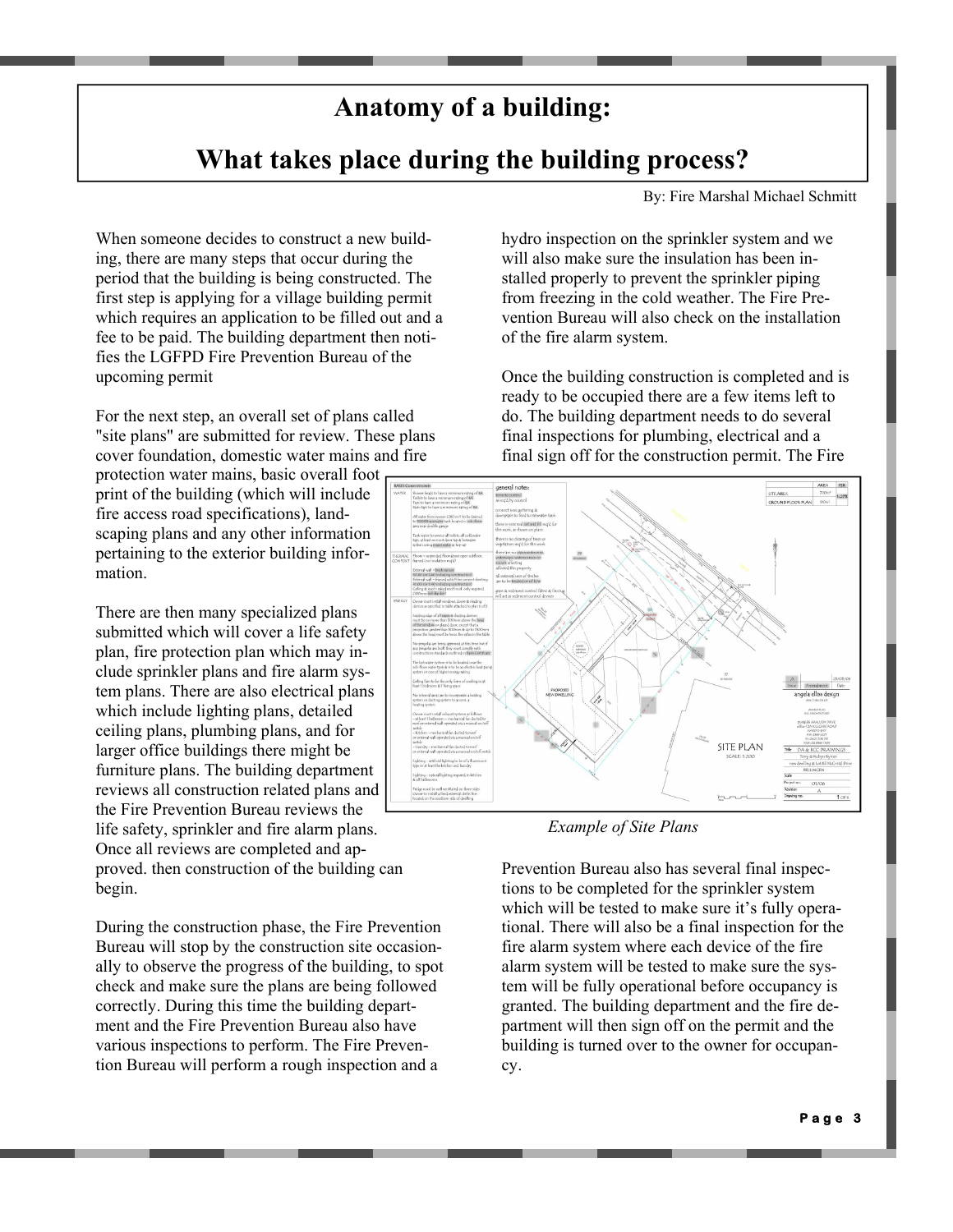# Anatomy of a building:

# What takes place during the building process?

By: Fire Marshal Michael Schmitt

When someone decides to construct a new building, there are many steps that occur during the period that the building is being constructed. The first step is applying for a village building permit which requires an application to be filled out and a fee to be paid. The building department then notifies the LGFPD Fire Prevention Bureau of the upcoming permit

For the next step, an overall set of plans called "site plans" are submitted for review. These plans cover foundation, domestic water mains and fire protection water mains, basic overall foot print of the building (which will include fire access road specifications), landscaping plans and any other information pertaining to the exterior building information.

There are then many specialized plans submitted which will cover a life safety plan, fire protection plan which may include sprinkler plans and fire alarm system plans. There are also electrical plans which include lighting plans, detailed ceiling plans, plumbing plans, and for larger office buildings there might be furniture plans. The building department reviews all construction related plans and the Fire Prevention Bureau reviews the life safety, sprinkler and fire alarm plans. Once all reviews are completed and approved. then construction of the building can begin.

During the construction phase, the Fire Prevention Bureau will stop by the construction site occasionally to observe the progress of the building, to spot check and make sure the plans are being followed correctly. During this time the building department and the Fire Prevention Bureau also have various inspections to perform. The Fire Prevention Bureau will perform a rough inspection and a hydro inspection on the sprinkler system and we will also make sure the insulation has been installed properly to prevent the sprinkler piping from freezing in the cold weather. The Fire Prevention Bureau will also check on the installation of the fire alarm system.

Once the building construction is completed and is ready to be occupied there are a few items left to do. The building department needs to do several final inspections for plumbing, electrical and a final sign off for the construction permit. The Fire Prevention Bureau also has several final inspections to be completed for the sprinkler system which will be tested to make sure it's fully operational. There will also be a final inspection for the fire alarm system where each device of the fire alarm system will be tested to make sure the system will be fully operational before occupancy is granted. The building department and the fire department will then sign off on the permit and the building is turned over to the owner for occupancy.

*Example of Site Plans*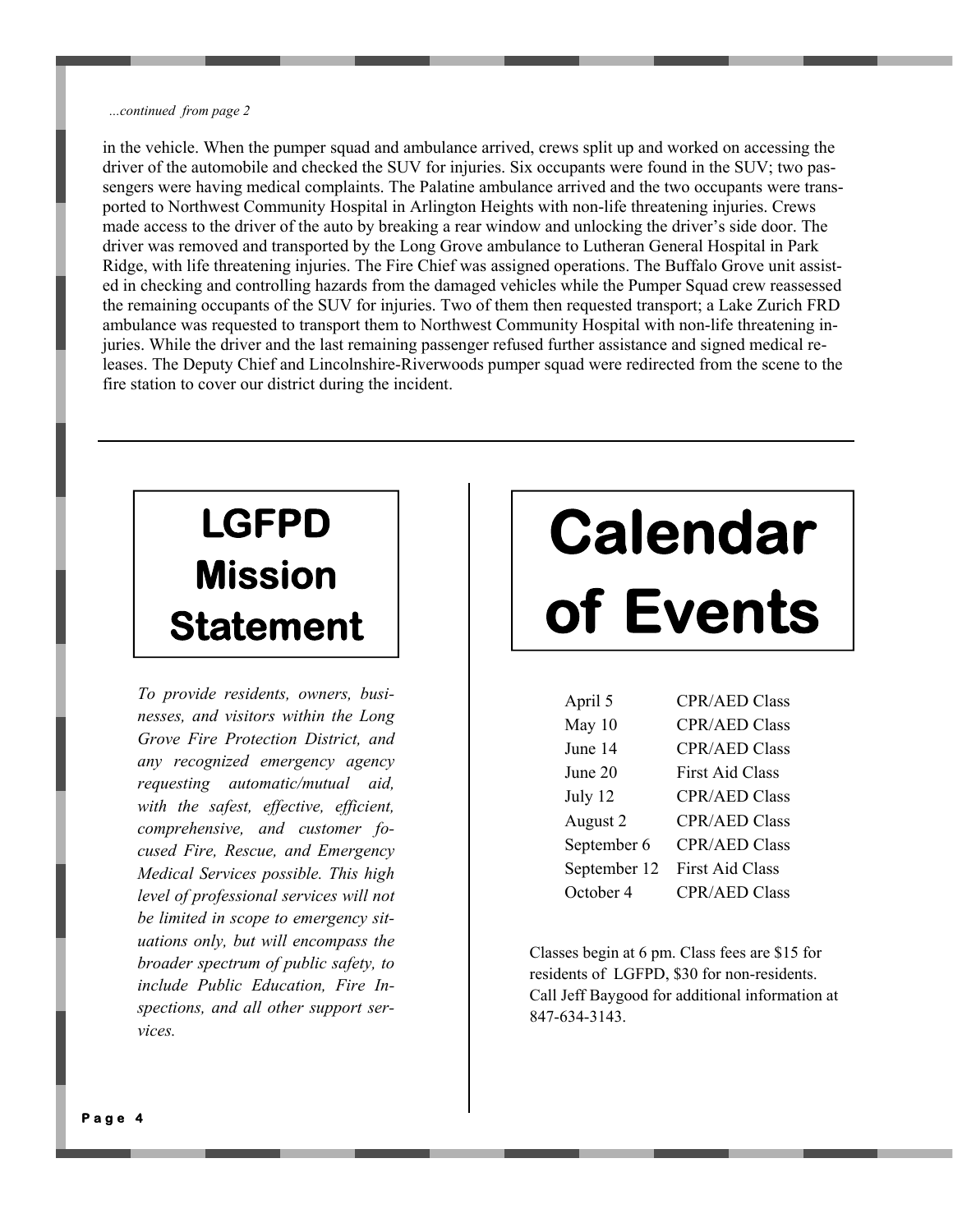*...continued from page 2*

in the vehicle. When the pumper squad and ambulance arrived, crews split up and worked on accessing the driver of the automobile and checked the SUV for injuries. Six occupants were found in the SUV; two passengers were having medical complaints. The Palatine ambulance arrived and the two occupants were transported to Northwest Community Hospital in Arlington Heights with non-life threatening injuries. Crews made access to the driver of the auto by breaking a rear window and unlocking the driver's side door. The driver was removed and transported by the Long Grove ambulance to Lutheran General Hospital in Park Ridge, with life threatening injuries. The Fire Chief was assigned operations. The Buffalo Grove unit assisted in checking and controlling hazards from the damaged vehicles while the Pumper Squad crew reassessed the remaining occupants of the SUV for injuries. Two of them then requested transport; a Lake Zurich FRD ambulance was requested to transport them to Northwest Community Hospital with non-life threatening injuries. While the driver and the last remaining passenger refused further assistance and signed medical releases. The Deputy Chief and Lincolnshire-Riverwoods pumper squad were redirected from the scene to the fire station to cover our district during the incident.

---

## LGFPD Mission Statement

*To provide residents, owners, businesses, and visitors within the Long Grove Fire Protection District, and any recognized emergency agency requesting automatic/mutual aid, with the safest, effective, efficient, comprehensive, and customer focused Fire, Rescue, and Emergency Medical Services possible. This high level of professional services will not be limited in scope to emergency situations only, but will encompass the broader spectrum of public safety, to include Public Education, Fire Inspections, and all other support services.*

## Calendar of Events

| Date | Event |
|---|---|
| April 5 | CPR/AED Class |
| May 10 | CPR/AED Class |
| June 14 | CPR/AED Class |
| June 20 | First Aid Class |
| July 12 | CPR/AED Class |
| August 2 | CPR/AED Class |
| September 6 | CPR/AED Class |
| September 12 | First Aid Class |
| October 4 | CPR/AED Class |

Classes begin at 6 pm. Class fees are $15 for residents of LGFPD, $30 for non-residents. Call Jeff Baygood for additional information at 847-634-3143.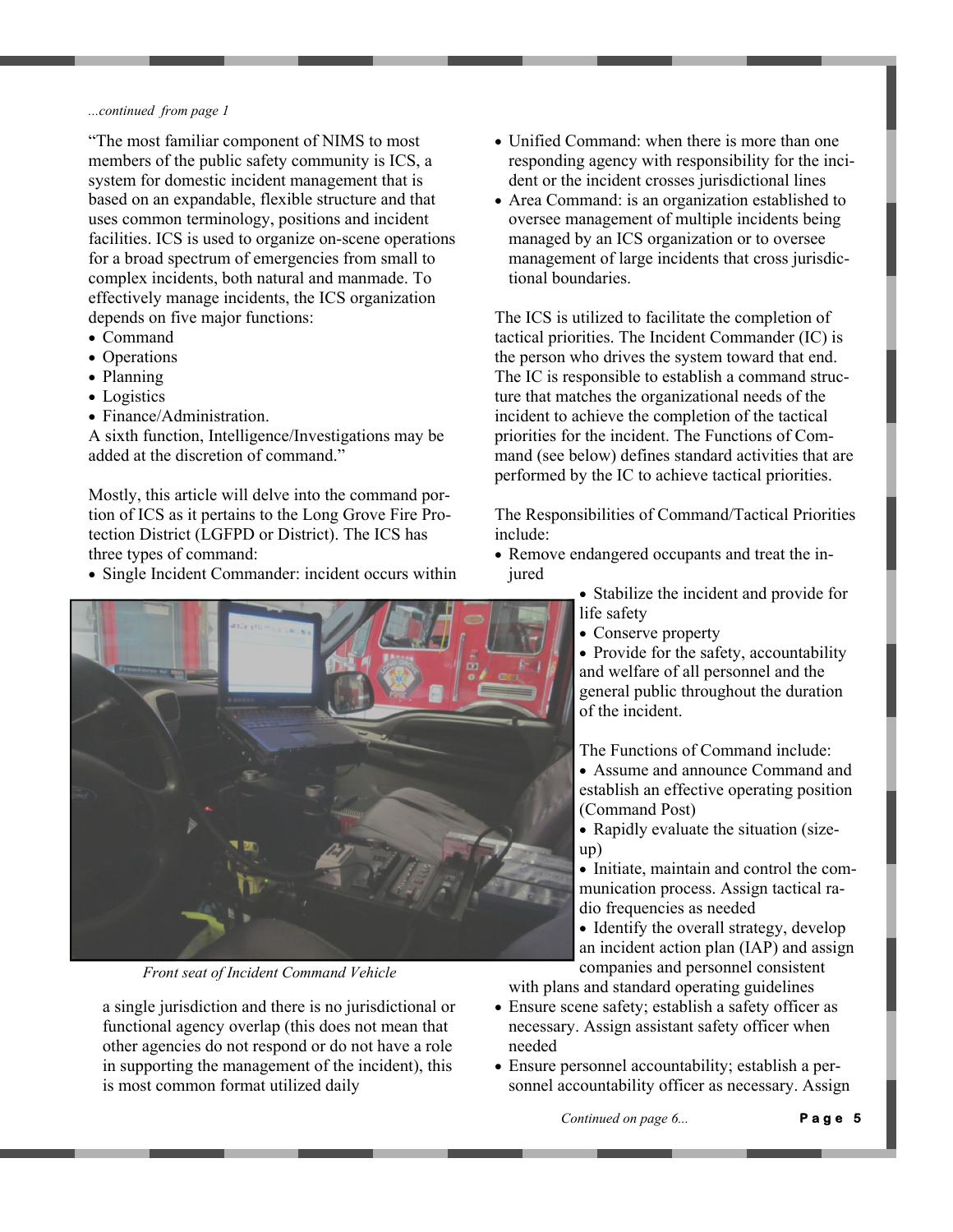*...continued from page 1*

"The most familiar component of NIMS to most members of the public safety community is ICS, a system for domestic incident management that is based on an expandable, flexible structure and that uses common terminology, positions and incident facilities. ICS is used to organize on-scene operations for a broad spectrum of emergencies from small to complex incidents, both natural and manmade. To effectively manage incidents, the ICS organization depends on five major functions:

- Command
- Operations
- Planning
- Logistics
- Finance/Administration.

A sixth function, Intelligence/Investigations may be added at the discretion of command."

Mostly, this article will delve into the command portion of ICS as it pertains to the Long Grove Fire Protection District (LGFPD or District). The ICS has three types of command:

- Single Incident Commander: incident occurs within a single jurisdiction and there is no jurisdictional or functional agency overlap (this does not mean that other agencies do not respond or do not have a role in supporting the management of the incident), this is most common format utilized daily
- Unified Command: when there is more than one responding agency with responsibility for the incident or the incident crosses jurisdictional lines
- Area Command: is an organization established to oversee management of multiple incidents being managed by an ICS organization or to oversee management of large incidents that cross jurisdictional boundaries.

*Front seat of Incident Command Vehicle*

The ICS is utilized to facilitate the completion of tactical priorities. The Incident Commander (IC) is the person who drives the system toward that end. The IC is responsible to establish a command structure that matches the organizational needs of the incident to achieve the completion of the tactical priorities for the incident. The Functions of Command (see below) defines standard activities that are performed by the IC to achieve tactical priorities.

The Responsibilities of Command/Tactical Priorities include:

- Remove endangered occupants and treat the injured
- Stabilize the incident and provide for life safety
- Conserve property
- Provide for the safety, accountability and welfare of all personnel and the general public throughout the duration of the incident.

The Functions of Command include:

- Assume and announce Command and establish an effective operating position (Command Post)
- Rapidly evaluate the situation (size-up)
- Initiate, maintain and control the communication process. Assign tactical radio frequencies as needed
- Identify the overall strategy, develop an incident action plan (IAP) and assign companies and personnel consistent with plans and standard operating guidelines
- Ensure scene safety; establish a safety officer as necessary. Assign assistant safety officer when needed
- Ensure personnel accountability; establish a personnel accountability officer as necessary. Assign

*Continued on page 6...*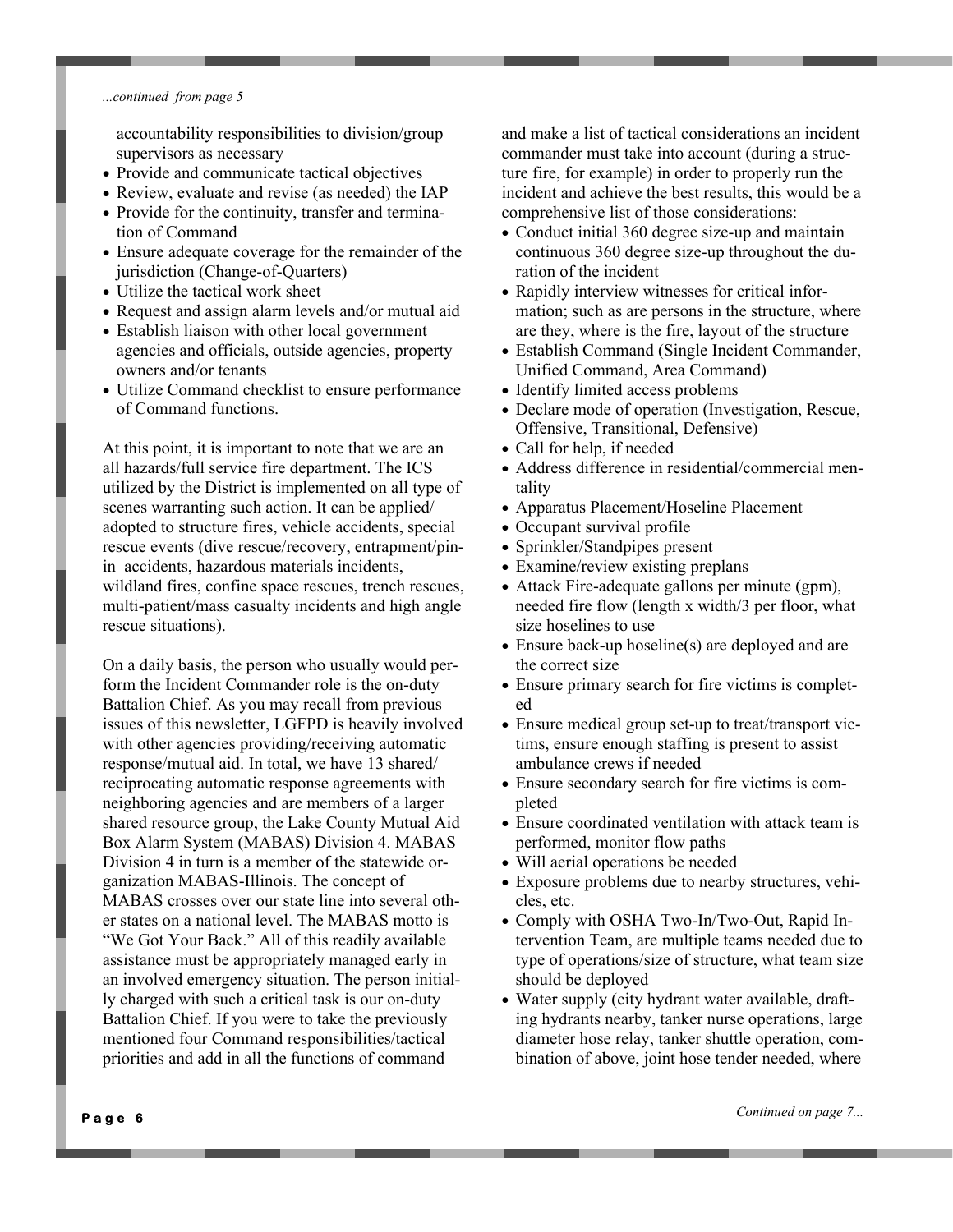*...continued from page 5*

accountability responsibilities to division/group supervisors as necessary

- Provide and communicate tactical objectives
- Review, evaluate and revise (as needed) the IAP
- Provide for the continuity, transfer and termination of Command
- Ensure adequate coverage for the remainder of the jurisdiction (Change-of-Quarters)
- Utilize the tactical work sheet
- Request and assign alarm levels and/or mutual aid
- Establish liaison with other local government agencies and officials, outside agencies, property owners and/or tenants
- Utilize Command checklist to ensure performance of Command functions.

At this point, it is important to note that we are an all hazards/full service fire department. The ICS utilized by the District is implemented on all type of scenes warranting such action. It can be applied/adopted to structure fires, vehicle accidents, special rescue events (dive rescue/recovery, entrapment/pin-in accidents, hazardous materials incidents, wildland fires, confine space rescues, trench rescues, multi-patient/mass casualty incidents and high angle rescue situations).

On a daily basis, the person who usually would perform the Incident Commander role is the on-duty Battalion Chief. As you may recall from previous issues of this newsletter, LGFPD is heavily involved with other agencies providing/receiving automatic response/mutual aid. In total, we have 13 shared/reciprocating automatic response agreements with neighboring agencies and are members of a larger shared resource group, the Lake County Mutual Aid Box Alarm System (MABAS) Division 4. MABAS Division 4 in turn is a member of the statewide organization MABAS-Illinois. The concept of MABAS crosses over our state line into several other states on a national level. The MABAS motto is "We Got Your Back." All of this readily available assistance must be appropriately managed early in an involved emergency situation. The person initially charged with such a critical task is our on-duty Battalion Chief. If you were to take the previously mentioned four Command responsibilities/tactical priorities and add in all the functions of command and make a list of tactical considerations an incident commander must take into account (during a structure fire, for example) in order to properly run the incident and achieve the best results, this would be a comprehensive list of those considerations:

- Conduct initial 360 degree size-up and maintain continuous 360 degree size-up throughout the duration of the incident
- Rapidly interview witnesses for critical information; such as are persons in the structure, where are they, where is the fire, layout of the structure
- Establish Command (Single Incident Commander, Unified Command, Area Command)
- Identify limited access problems
- Declare mode of operation (Investigation, Rescue, Offensive, Transitional, Defensive)
- Call for help, if needed
- Address difference in residential/commercial mentality
- Apparatus Placement/Hoseline Placement
- Occupant survival profile
- Sprinkler/Standpipes present
- Examine/review existing preplans
- Attack Fire-adequate gallons per minute (gpm), needed fire flow (length x width/3 per floor, what size hoselines to use
- Ensure back-up hoseline(s) are deployed and are the correct size
- Ensure primary search for fire victims is completed
- Ensure medical group set-up to treat/transport victims, ensure enough staffing is present to assist ambulance crews if needed
- Ensure secondary search for fire victims is completed
- Ensure coordinated ventilation with attack team is performed, monitor flow paths
- Will aerial operations be needed
- Exposure problems due to nearby structures, vehicles, etc.
- Comply with OSHA Two-In/Two-Out, Rapid Intervention Team, are multiple teams needed due to type of operations/size of structure, what team size should be deployed
- Water supply (city hydrant water available, drafting hydrants nearby, tanker nurse operations, large diameter hose relay, tanker shuttle operation, combination of above, joint hose tender needed, where

*Continued on page 7...*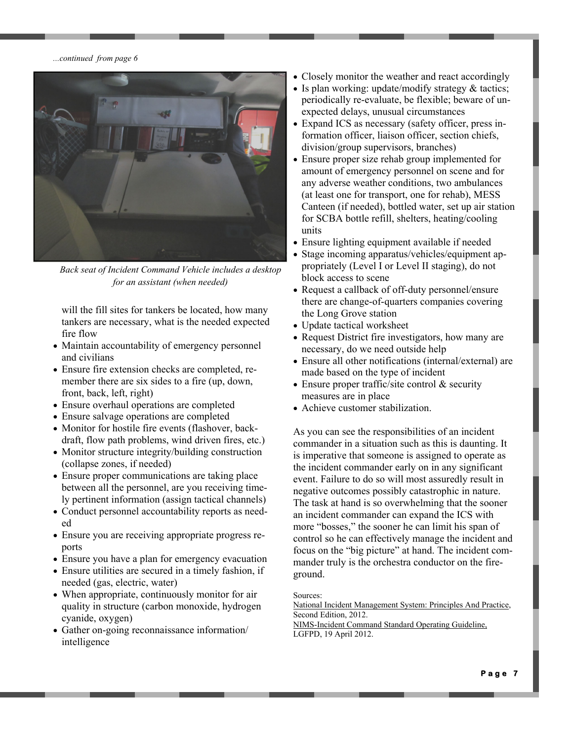*...continued from page 6*

*Back seat of Incident Command Vehicle includes a desktop for an assistant (when needed)*

will the fill sites for tankers be located, how many tankers are necessary, what is the needed expected fire flow

- Maintain accountability of emergency personnel and civilians
- Ensure fire extension checks are completed, remember there are six sides to a fire (up, down, front, back, left, right)
- Ensure overhaul operations are completed
- Ensure salvage operations are completed
- Monitor for hostile fire events (flashover, backdraft, flow path problems, wind driven fires, etc.)
- Monitor structure integrity/building construction (collapse zones, if needed)
- Ensure proper communications are taking place between all the personnel, are you receiving timely pertinent information (assign tactical channels)
- Conduct personnel accountability reports as needed
- Ensure you are receiving appropriate progress reports
- Ensure you have a plan for emergency evacuation
- Ensure utilities are secured in a timely fashion, if needed (gas, electric, water)
- When appropriate, continuously monitor for air quality in structure (carbon monoxide, hydrogen cyanide, oxygen)
- Gather on-going reconnaissance information/intelligence
- Closely monitor the weather and react accordingly
- Is plan working: update/modify strategy & tactics; periodically re-evaluate, be flexible; beware of unexpected delays, unusual circumstances
- Expand ICS as necessary (safety officer, press information officer, liaison officer, section chiefs, division/group supervisors, branches)
- Ensure proper size rehab group implemented for amount of emergency personnel on scene and for any adverse weather conditions, two ambulances (at least one for transport, one for rehab), MESS Canteen (if needed), bottled water, set up air station for SCBA bottle refill, shelters, heating/cooling units
- Ensure lighting equipment available if needed
- Stage incoming apparatus/vehicles/equipment appropriately (Level I or Level II staging), do not block access to scene
- Request a callback of off-duty personnel/ensure there are change-of-quarters companies covering the Long Grove station
- Update tactical worksheet
- Request District fire investigators, how many are necessary, do we need outside help
- Ensure all other notifications (internal/external) are made based on the type of incident
- Ensure proper traffic/site control & security measures are in place
- Achieve customer stabilization.

As you can see the responsibilities of an incident commander in a situation such as this is daunting. It is imperative that someone is assigned to operate as the incident commander early on in any significant event. Failure to do so will most assuredly result in negative outcomes possibly catastrophic in nature. The task at hand is so overwhelming that the sooner an incident commander can expand the ICS with more "bosses," the sooner he can limit his span of control so he can effectively manage the incident and focus on the "big picture" at hand. The incident commander truly is the orchestra conductor on the fireground.

Sources:
National Incident Management System: Principles And Practice, Second Edition, 2012.
NIMS-Incident Command Standard Operating Guideline, LGFPD, 19 April 2012.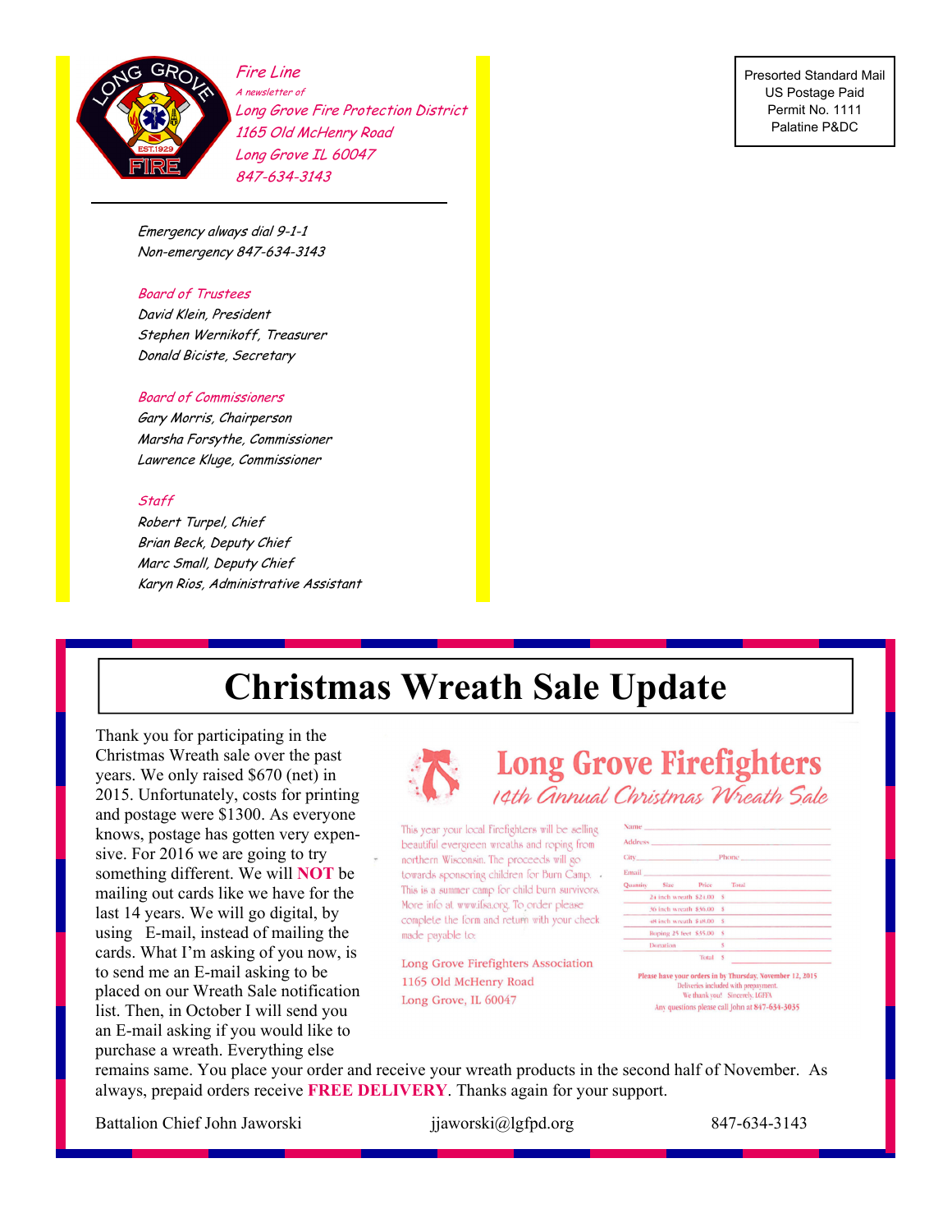*Fire Line*
*A newsletter of*
*Long Grove Fire Protection District*
*1165 Old McHenry Road*
*Long Grove IL 60047*
*847-634-3143*

Presorted Standard Mail
US Postage Paid
Permit No. 1111
Palatine P&DC

*Emergency always dial 9-1-1*
*Non-emergency 847-634-3143*

*Board of Trustees*
*David Klein, President*
*Stephen Wernikoff, Treasurer*
*Donald Biciste, Secretary*

*Board of Commissioners*
*Gary Morris, Chairperson*
*Marsha Forsythe, Commissioner*
*Lawrence Kluge, Commissioner*

*Staff*
*Robert Turpel, Chief*
*Brian Beck, Deputy Chief*
*Marc Small, Deputy Chief*
*Karyn Rios, Administrative Assistant*

# Christmas Wreath Sale Update

Thank you for participating in the Christmas Wreath sale over the past years. We only raised $670 (net) in 2015. Unfortunately, costs for printing and postage were $1300. As everyone knows, postage has gotten very expensive. For 2016 we are going to try something different. We will **NOT** be mailing out cards like we have for the last 14 years. We will go digital, by using E-mail, instead of mailing the cards. What I'm asking of you now, is to send me an E-mail asking to be placed on our Wreath Sale notification list. Then, in October I will send you an E-mail asking if you would like to purchase a wreath. Everything else remains same. You place your order and receive your wreath products in the second half of November. As always, prepaid orders receive **FREE DELIVERY**. Thanks again for your support.

## Long Grove Firefighters
*14th Annual Christmas Wreath Sale*

This year your local Firefighters will be selling beautiful evergreen wreaths and roping from northern Wisconsin. The proceeds will go towards sponsoring children for Burn Camp. This is a summer camp for child burn survivors. More info at www.ifsa.org. To order please complete the form and return with your check made payable to:

Long Grove Firefighters Association
1165 Old McHenry Road
Long Grove, IL 60047

Name
Address
City Phone
Email

| Quantity | Size | Price | Total |
|---|---|---|---|
| | 24 inch wreath | $24.00 | $ |
| | 36 inch wreath | $36.00 | $ |
| | 48 inch wreath | $48.00 | $ |
| | Roping 25 feet | $35.00 | $ |
| | Donation | | $ |
| | | Total | $ |

**Please have your orders in by Thursday, November 12, 2015**
Deliveries included with prepayment.
We thank you! Sincerely, LGFFA
Any questions please call John at 847-634-3035

Battalion Chief John Jaworski jjaworski@lgfpd.org 847-634-3143